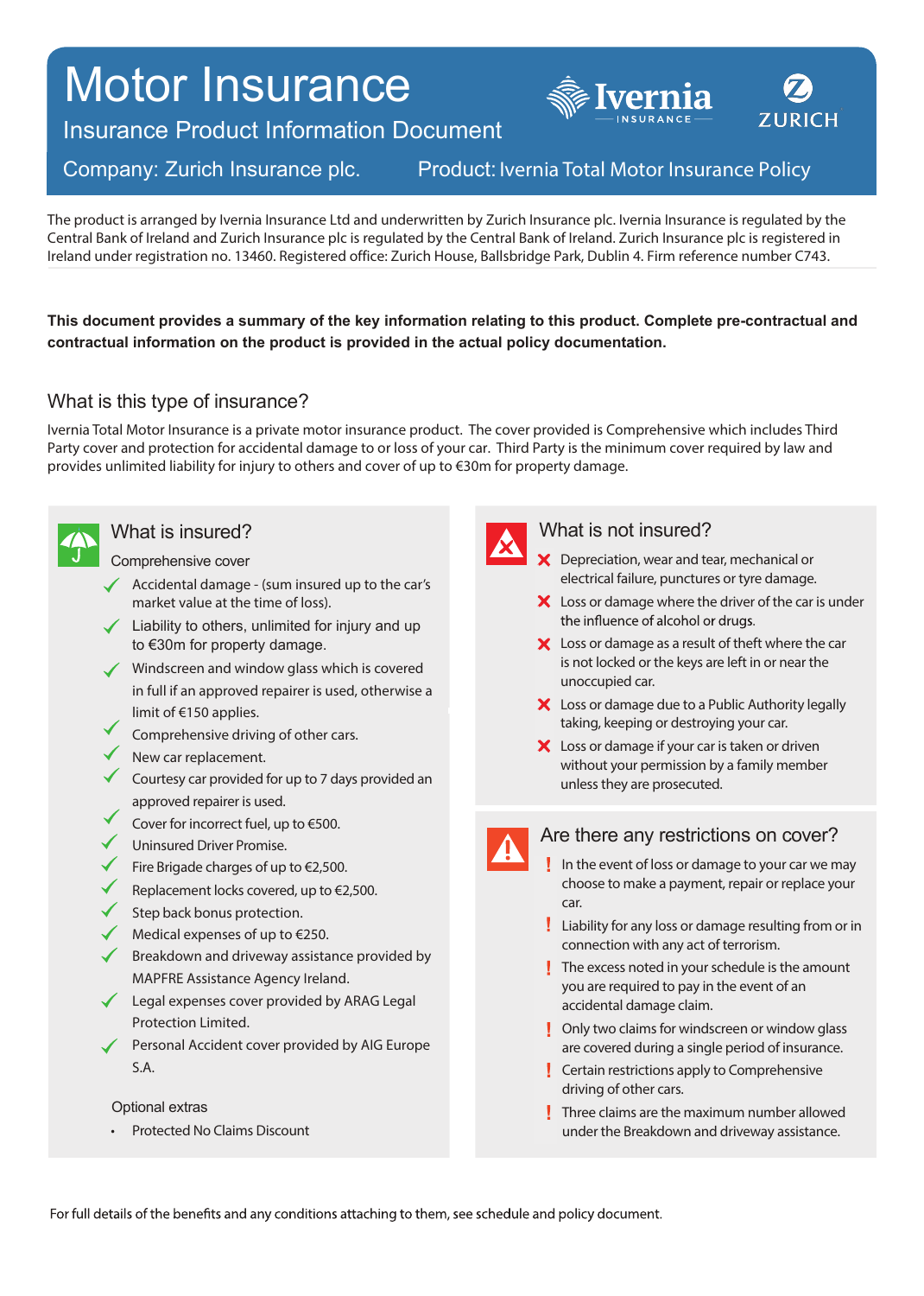# Motor Insurance

## Insurance Product Information Document

Company: Zurich Insurance plc.

Product: Ivernia Total Motor Insurance Policy

The product is arranged by Ivernia Insurance Ltd and underwritten by Zurich Insurance plc. Ivernia Insurance is regulated by the Central Bank of Ireland and Zurich Insurance plc is regulated by the Central Bank of Ireland. Zurich Insurance plc is registered in Ireland under registration no. 13460. Registered office: Zurich House, Ballsbridge Park, Dublin 4. Firm reference number C743.

**This document provides a summary of the key information relating to this product. Complete pre-contractual and contractual information on the product is provided in the actual policy documentation.**

## What is this type of insurance?

Ivernia Total Motor Insurance is a private motor insurance product. The cover provided is Comprehensive which includes Third Party cover and protection for accidental damage to or loss of your car. Third Party is the minimum cover required by law and provides unlimited liability for injury to others and cover of up to €30m for property damage.

## What is insured?

Comprehensive cover

- ✓ Accidental damage - (sum insured up to the car's market value at the time of loss).
- ✓ Liability to others, unlimited for injury and up to €30m for property damage.
- ✓ Windscreen and window glass which is covered in full if an approved repairer is used, otherwise a limit of €150 applies.
- ✓ Comprehensive driving of other cars.
- ✓ New car replacement.
- ✓ Courtesy car provided for up to 7 days provided an approved repairer is used.
- ✓ Cover for incorrect fuel, up to €500.
- ✓ Uninsured Driver Promise.
- ✓ Fire Brigade charges of up to €2,500.
- ✓ Replacement locks covered, up to €2,500.
- ✓ Step back bonus protection.
- ✓ Medical expenses of up to €250.
- ✓ Breakdown and driveway assistance provided by MAPFRE Assistance Agency Ireland.
- ✓ Legal expenses cover provided by ARAG Legal Protection Limited.
- ✓ Personal Accident cover provided by AIG Europe S.A.

Optional extras

- Protected No Claims Discount

## What is not insured?

- ✗ Depreciation, wear and tear, mechanical or electrical failure, punctures or tyre damage.
- ✗ Loss or damage where the driver of the car is under the influence of alcohol or drugs.
- ✗ Loss or damage as a result of theft where the car is not locked or the keys are left in or near the unoccupied car.
- ✗ Loss or damage due to a Public Authority legally taking, keeping or destroying your car.
- ✗ Loss or damage if your car is taken or driven without your permission by a family member unless they are prosecuted.

## Are there any restrictions on cover?

- ! In the event of loss or damage to your car we may choose to make a payment, repair or replace your car.
- ! Liability for any loss or damage resulting from or in connection with any act of terrorism.
- ! The excess noted in your schedule is the amount you are required to pay in the event of an accidental damage claim.
- ! Only two claims for windscreen or window glass are covered during a single period of insurance.
- ! Certain restrictions apply to Comprehensive driving of other cars.
- ! Three claims are the maximum number allowed under the Breakdown and driveway assistance.

For full details of the benefits and any conditions attaching to them, see schedule and policy document.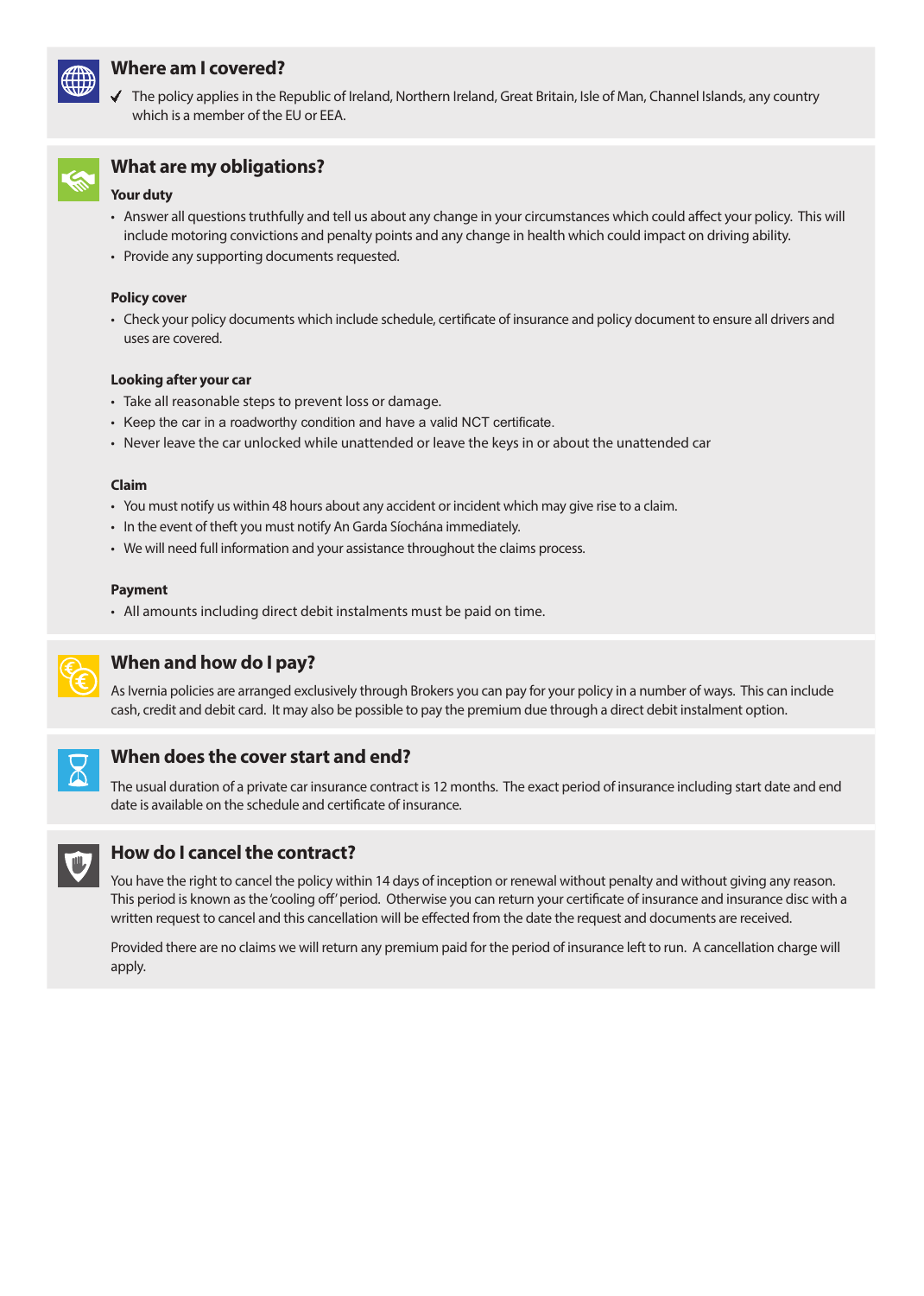## Where am I covered?

- ✔ The policy applies in the Republic of Ireland, Northern Ireland, Great Britain, Isle of Man, Channel Islands, any country which is a member of the EU or EEA.

## What are my obligations?

**Your duty**

- Answer all questions truthfully and tell us about any change in your circumstances which could affect your policy. This will include motoring convictions and penalty points and any change in health which could impact on driving ability.
- Provide any supporting documents requested.

**Policy cover**

- Check your policy documents which include schedule, certificate of insurance and policy document to ensure all drivers and uses are covered.

**Looking after your car**

- Take all reasonable steps to prevent loss or damage.
- Keep the car in a roadworthy condition and have a valid NCT certificate.
- Never leave the car unlocked while unattended or leave the keys in or about the unattended car

**Claim**

- You must notify us within 48 hours about any accident or incident which may give rise to a claim.
- In the event of theft you must notify An Garda Síochána immediately.
- We will need full information and your assistance throughout the claims process.

**Payment**

- All amounts including direct debit instalments must be paid on time.

## When and how do I pay?

As Ivernia policies are arranged exclusively through Brokers you can pay for your policy in a number of ways. This can include cash, credit and debit card. It may also be possible to pay the premium due through a direct debit instalment option.

## When does the cover start and end?

The usual duration of a private car insurance contract is 12 months. The exact period of insurance including start date and end date is available on the schedule and certificate of insurance.

## How do I cancel the contract?

You have the right to cancel the policy within 14 days of inception or renewal without penalty and without giving any reason. This period is known as the 'cooling off' period. Otherwise you can return your certificate of insurance and insurance disc with a written request to cancel and this cancellation will be effected from the date the request and documents are received.

Provided there are no claims we will return any premium paid for the period of insurance left to run. A cancellation charge will apply.